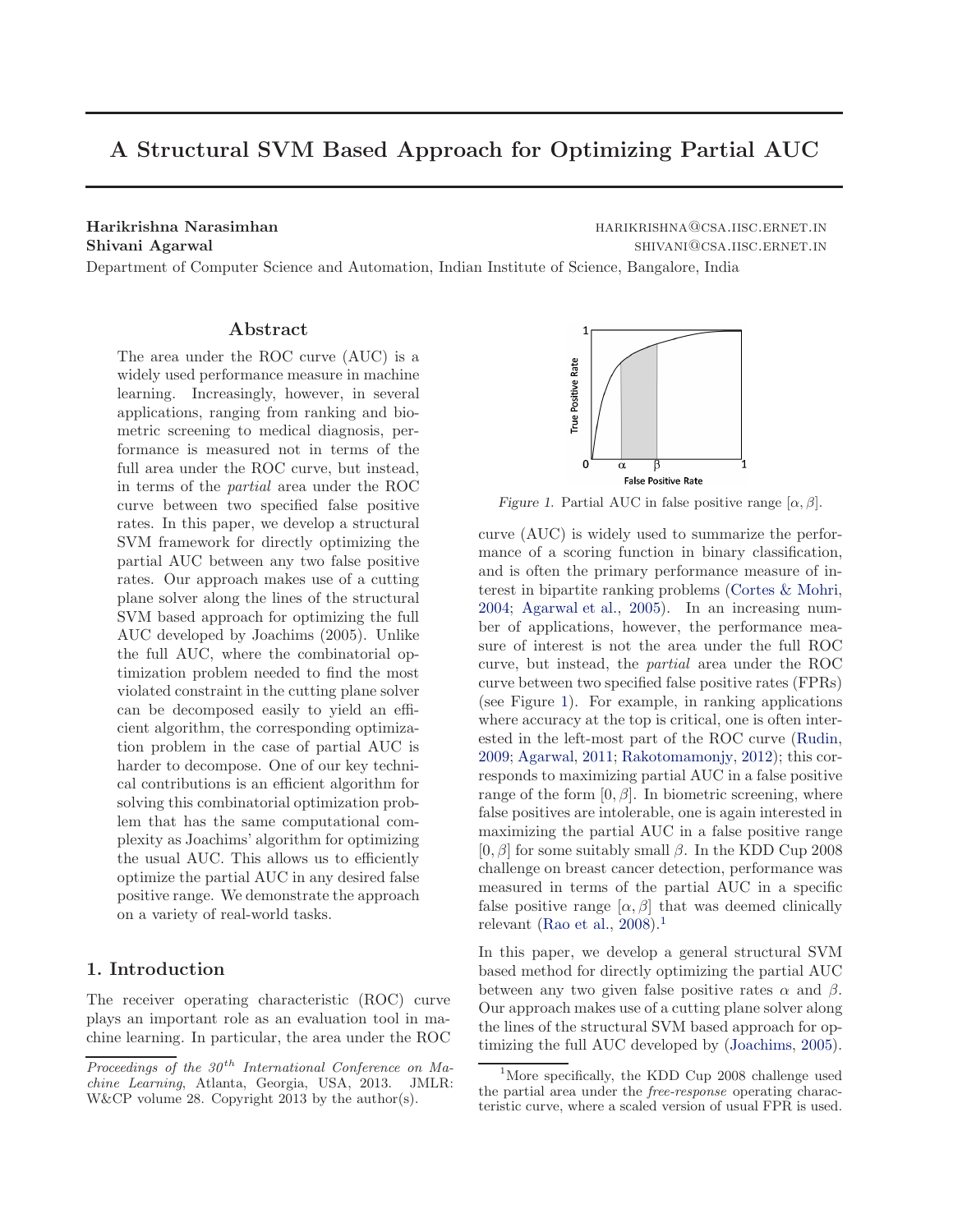# A Structural SVM Based Approach for Optimizing Partial AUC

**Harikrishna Narasimhan** HARIKRISHNA@CSA.IISC.ERNET.IN
**Shivani Agarwal** SHIVANI@CSA.IISC.ERNET.IN
Department of Computer Science and Automation, Indian Institute of Science, Bangalore, India

## Abstract

The area under the ROC curve (AUC) is a widely used performance measure in machine learning. Increasingly, however, in several applications, ranging from ranking and biometric screening to medical diagnosis, performance is measured not in terms of the full area under the ROC curve, but instead, in terms of the *partial* area under the ROC curve between two specified false positive rates. In this paper, we develop a structural SVM framework for directly optimizing the partial AUC between any two false positive rates. Our approach makes use of a cutting plane solver along the lines of the structural SVM based approach for optimizing the full AUC developed by Joachims (2005). Unlike the full AUC, where the combinatorial optimization problem needed to find the most violated constraint in the cutting plane solver can be decomposed easily to yield an efficient algorithm, the corresponding optimization problem in the case of partial AUC is harder to decompose. One of our key technical contributions is an efficient algorithm for solving this combinatorial optimization problem that has the same computational complexity as Joachims' algorithm for optimizing the usual AUC. This allows us to efficiently optimize the partial AUC in any desired false positive range. We demonstrate the approach on a variety of real-world tasks.

## 1. Introduction

The receiver operating characteristic (ROC) curve plays an important role as an evaluation tool in machine learning. In particular, the area under the ROC curve (AUC) is widely used to summarize the performance of a scoring function in binary classification, and is often the primary performance measure of interest in bipartite ranking problems (Cortes & Mohri, 2004; Agarwal et al., 2005). In an increasing number of applications, however, the performance measure of interest is not the area under the full ROC curve, but instead, the *partial* area under the ROC curve between two specified false positive rates (FPRs) (see Figure 1). For example, in ranking applications where accuracy at the top is critical, one is often interested in the left-most part of the ROC curve (Rudin, 2009; Agarwal, 2011; Rakotomamonjy, 2012); this corresponds to maximizing partial AUC in a false positive range of the form $[0, \beta]$. In biometric screening, where false positives are intolerable, one is again interested in maximizing the partial AUC in a false positive range $[0, \beta]$ for some suitably small $\beta$. In the KDD Cup 2008 challenge on breast cancer detection, performance was measured in terms of the partial AUC in a specific false positive range $[\alpha, \beta]$ that was deemed clinically relevant (Rao et al., 2008).[1]

*Figure 1.* Partial AUC in false positive range $[\alpha, \beta]$.

In this paper, we develop a general structural SVM based method for directly optimizing the partial AUC between any two given false positive rates $\alpha$ and $\beta$. Our approach makes use of a cutting plane solver along the lines of the structural SVM based approach for optimizing the full AUC developed by (Joachims, 2005).

*Proceedings of the 30th International Conference on Machine Learning*, Atlanta, Georgia, USA, 2013. JMLR: W&CP volume 28. Copyright 2013 by the author(s).

[1] More specifically, the KDD Cup 2008 challenge used the partial area under the *free-response* operating characteristic curve, where a scaled version of usual FPR is used.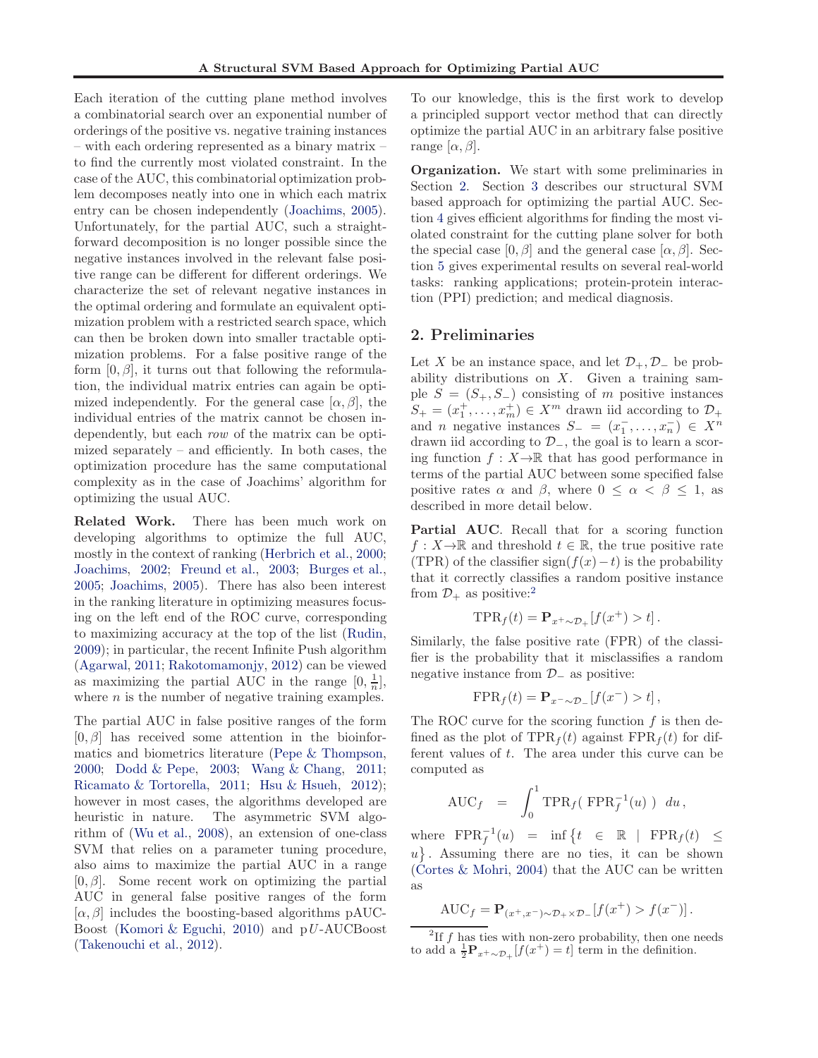Each iteration of the cutting plane method involves a combinatorial search over an exponential number of orderings of the positive vs. negative training instances – with each ordering represented as a binary matrix – to find the currently most violated constraint. In the case of the AUC, this combinatorial optimization problem decomposes neatly into one in which each matrix entry can be chosen independently (Joachims, 2005). Unfortunately, for the partial AUC, such a straightforward decomposition is no longer possible since the negative instances involved in the relevant false positive range can be different for different orderings. We characterize the set of relevant negative instances in the optimal ordering and formulate an equivalent optimization problem with a restricted search space, which can then be broken down into smaller tractable optimization problems. For a false positive range of the form $[0, \beta]$, it turns out that following the reformulation, the individual matrix entries can again be optimized independently. For the general case $[\alpha, \beta]$, the individual entries of the matrix cannot be chosen independently, but each *row* of the matrix can be optimized separately – and efficiently. In both cases, the optimization procedure has the same computational complexity as in the case of Joachims' algorithm for optimizing the usual AUC.

**Related Work.** There has been much work on developing algorithms to optimize the full AUC, mostly in the context of ranking (Herbrich et al., 2000; Joachims, 2002; Freund et al., 2003; Burges et al., 2005; Joachims, 2005). There has also been interest in the ranking literature in optimizing measures focusing on the left end of the ROC curve, corresponding to maximizing accuracy at the top of the list (Rudin, 2009); in particular, the recent Infinite Push algorithm (Agarwal, 2011; Rakotomamonjy, 2012) can be viewed as maximizing the partial AUC in the range $[0, \frac{1}{n}]$, where $n$ is the number of negative training examples.

The partial AUC in false positive ranges of the form $[0, \beta]$ has received some attention in the bioinformatics and biometrics literature (Pepe & Thompson, 2000; Dodd & Pepe, 2003; Wang & Chang, 2011; Ricamato & Tortorella, 2011; Hsu & Hsueh, 2012); however in most cases, the algorithms developed are heuristic in nature. The asymmetric SVM algorithm of (Wu et al., 2008), an extension of one-class SVM that relies on a parameter tuning procedure, also aims to maximize the partial AUC in a range $[0, \beta]$. Some recent work on optimizing the partial AUC in general false positive ranges of the form $[\alpha, \beta]$ includes the boosting-based algorithms pAUCBoost (Komori & Eguchi, 2010) and p$U$-AUCBoost (Takenouchi et al., 2012).

To our knowledge, this is the first work to develop a principled support vector method that can directly optimize the partial AUC in an arbitrary false positive range $[\alpha, \beta]$.

**Organization.** We start with some preliminaries in Section 2. Section 3 describes our structural SVM based approach for optimizing the partial AUC. Section 4 gives efficient algorithms for finding the most violated constraint for the cutting plane solver for both the special case $[0, \beta]$ and the general case $[\alpha, \beta]$. Section 5 gives experimental results on several real-world tasks: ranking applications; protein-protein interaction (PPI) prediction; and medical diagnosis.

## 2. Preliminaries

Let $X$ be an instance space, and let $\mathcal{D}_+, \mathcal{D}_-$ be probability distributions on $X$. Given a training sample $S = (S_+, S_-)$ consisting of $m$ positive instances $S_+ = (x_1^+, \ldots, x_m^+) \in X^m$ drawn iid according to $\mathcal{D}_+$ and $n$ negative instances $S_- = (x_1^-, \ldots, x_n^-) \in X^n$ drawn iid according to $\mathcal{D}_-$, the goal is to learn a scoring function $f : X \rightarrow \mathbb{R}$ that has good performance in terms of the partial AUC between some specified false positive rates $\alpha$ and $\beta$, where $0 \leq \alpha < \beta \leq 1$, as described in more detail below.

**Partial AUC.** Recall that for a scoring function $f : X \rightarrow \mathbb{R}$ and threshold $t \in \mathbb{R}$, the true positive rate (TPR) of the classifier $\text{sign}(f(x) - t)$ is the probability that it correctly classifies a random positive instance from $\mathcal{D}_+$ as positive:[2]

$$\text{TPR}_f(t) = \mathbf{P}_{x^+ \sim \mathcal{D}_+}[f(x^+) > t].$$

Similarly, the false positive rate (FPR) of the classifier is the probability that it misclassifies a random negative instance from $\mathcal{D}_-$ as positive:

$$\text{FPR}_f(t) = \mathbf{P}_{x^- \sim \mathcal{D}_-}[f(x^-) > t],$$

The ROC curve for the scoring function $f$ is then defined as the plot of $\text{TPR}_f(t)$ against $\text{FPR}_f(t)$ for different values of $t$. The area under this curve can be computed as

$$\text{AUC}_f \;=\; \int_0^1 \text{TPR}_f(\,\text{FPR}_f^{-1}(u)\,)\;du\,,$$

where $\text{FPR}_f^{-1}(u) = \inf\{t \in \mathbb{R} \mid \text{FPR}_f(t) \leq u\}$. Assuming there are no ties, it can be shown (Cortes & Mohri, 2004) that the AUC can be written as

$$\text{AUC}_f = \mathbf{P}_{(x^+, x^-) \sim \mathcal{D}_+ \times \mathcal{D}_-}[f(x^+) > f(x^-)].$$

[2] If $f$ has ties with non-zero probability, then one needs to add a $\frac{1}{2}\mathbf{P}_{x^+ \sim \mathcal{D}_+}[f(x^+) = t]$ term in the definition.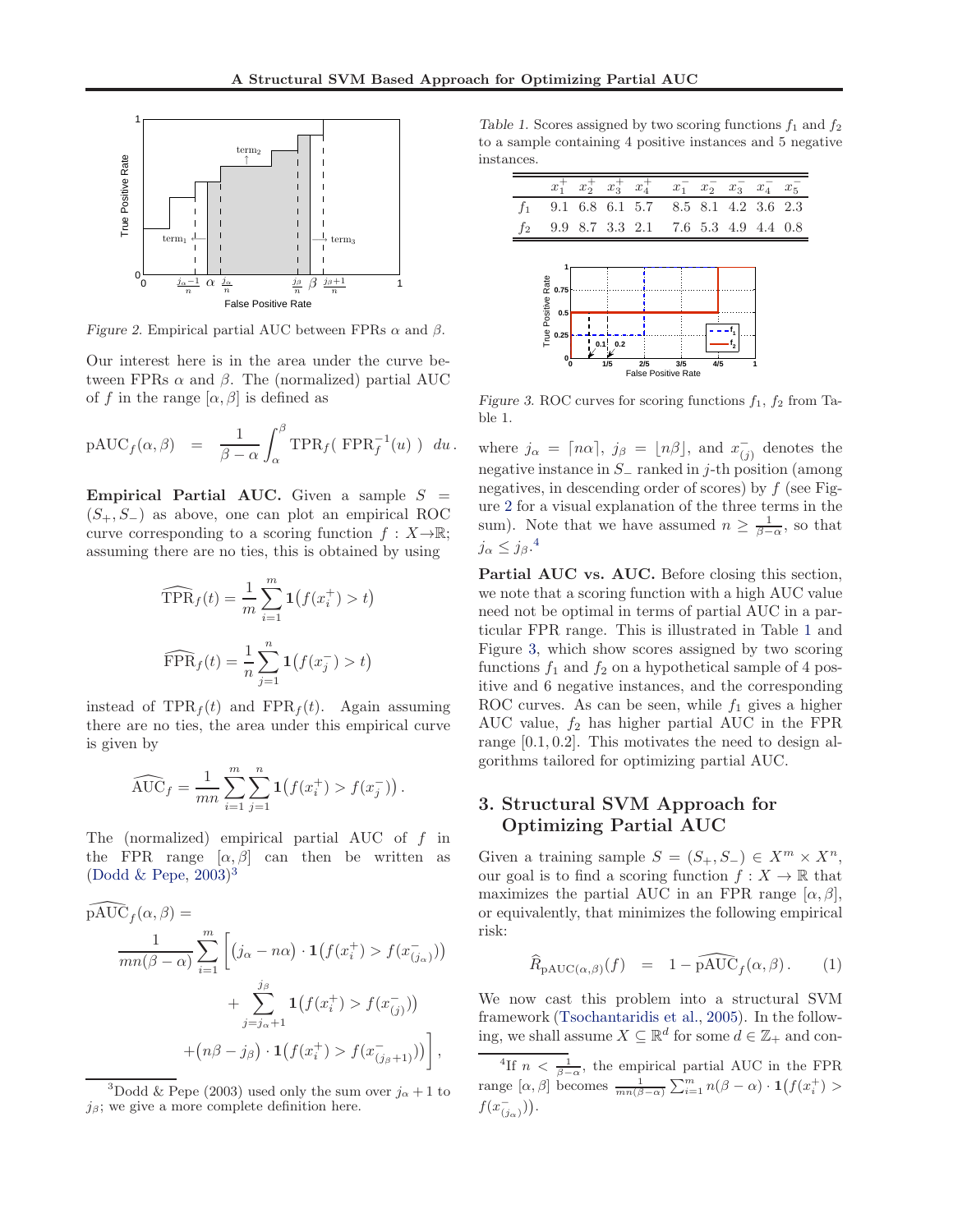Figure 2. Empirical partial AUC between FPRs $\alpha$ and $\beta$.

Our interest here is in the area under the curve between FPRs $\alpha$ and $\beta$. The (normalized) partial AUC of $f$ in the range $[\alpha, \beta]$ is defined as

$$\text{pAUC}_f(\alpha, \beta) \;=\; \frac{1}{\beta - \alpha} \int_\alpha^\beta \text{TPR}_f(\, \text{FPR}_f^{-1}(u)\,)\; du\,.$$

**Empirical Partial AUC.** Given a sample $S = (S_+, S_-)$ as above, one can plot an empirical ROC curve corresponding to a scoring function $f : X \to \mathbb{R}$; assuming there are no ties, this is obtained by using

$$\widehat{\text{TPR}}_f(t) = \frac{1}{m} \sum_{i=1}^m \mathbf{1}\big(f(x_i^+) > t\big)$$

$$\widehat{\text{FPR}}_f(t) = \frac{1}{n} \sum_{j=1}^n \mathbf{1}\big(f(x_j^-) > t\big)$$

instead of $\text{TPR}_f(t)$ and $\text{FPR}_f(t)$. Again assuming there are no ties, the area under this empirical curve is given by

$$\widehat{\text{AUC}}_f = \frac{1}{mn} \sum_{i=1}^m \sum_{j=1}^n \mathbf{1}\big(f(x_i^+) > f(x_j^-)\big)\,.$$

The (normalized) empirical partial AUC of $f$ in the FPR range $[\alpha, \beta]$ can then be written as (Dodd & Pepe, 2003)[3]

$$\widehat{\text{pAUC}}_f(\alpha, \beta) = \frac{1}{mn(\beta - \alpha)} \sum_{i=1}^m \bigg[ \big(j_\alpha - n\alpha\big) \cdot \mathbf{1}\big(f(x_i^+) > f(x^-_{(j_\alpha)})\big) + \sum_{j=j_\alpha+1}^{j_\beta} \mathbf{1}\big(f(x_i^+) > f(x^-_{(j)})\big) + \big(n\beta - j_\beta\big) \cdot \mathbf{1}\big(f(x_i^+) > f(x^-_{(j_\beta+1)})\big) \bigg],$$

[3] Dodd & Pepe (2003) used only the sum over $j_\alpha + 1$ to $j_\beta$; we give a more complete definition here.

Table 1. Scores assigned by two scoring functions $f_1$ and $f_2$ to a sample containing 4 positive instances and 5 negative instances.

| | $x_1^+$ | $x_2^+$ | $x_3^+$ | $x_4^+$ | $x_1^-$ | $x_2^-$ | $x_3^-$ | $x_4^-$ | $x_5^-$ |
|---|---|---|---|---|---|---|---|---|---|
| $f_1$ | 9.1 | 6.8 | 6.1 | 5.7 | 8.5 | 8.1 | 4.2 | 3.6 | 2.3 |
| $f_2$ | 9.9 | 8.7 | 3.3 | 2.1 | 7.6 | 5.3 | 4.9 | 4.4 | 0.8 |

Figure 3. ROC curves for scoring functions $f_1$, $f_2$ from Table 1.

where $j_\alpha = \lceil n\alpha \rceil$, $j_\beta = \lfloor n\beta \rfloor$, and $x^-_{(j)}$ denotes the negative instance in $S_-$ ranked in $j$-th position (among negatives, in descending order of scores) by $f$ (see Figure 2 for a visual explanation of the three terms in the sum). Note that we have assumed $n \geq \frac{1}{\beta - \alpha}$, so that $j_\alpha \leq j_\beta$.[4]

**Partial AUC vs. AUC.** Before closing this section, we note that a scoring function with a high AUC value need not be optimal in terms of partial AUC in a particular FPR range. This is illustrated in Table 1 and Figure 3, which show scores assigned by two scoring functions $f_1$ and $f_2$ on a hypothetical sample of 4 positive and 6 negative instances, and the corresponding ROC curves. As can be seen, while $f_1$ gives a higher AUC value, $f_2$ has higher partial AUC in the FPR range $[0.1, 0.2]$. This motivates the need to design algorithms tailored for optimizing partial AUC.

## 3. Structural SVM Approach for Optimizing Partial AUC

Given a training sample $S = (S_+, S_-) \in X^m \times X^n$, our goal is to find a scoring function $f : X \to \mathbb{R}$ that maximizes the partial AUC in an FPR range $[\alpha, \beta]$, or equivalently, that minimizes the following empirical risk:

$$\widehat{R}_{\text{pAUC}(\alpha,\beta)}(f) \;=\; 1 - \widehat{\text{pAUC}}_f(\alpha, \beta)\,. \qquad (1)$$

We now cast this problem into a structural SVM framework (Tsochantaridis et al., 2005). In the following, we shall assume $X \subseteq \mathbb{R}^d$ for some $d \in \mathbb{Z}_+$ and con-

[4] If $n < \frac{1}{\beta - \alpha}$, the empirical partial AUC in the FPR range $[\alpha, \beta]$ becomes $\frac{1}{mn(\beta-\alpha)} \sum_{i=1}^m n(\beta - \alpha) \cdot \mathbf{1}\big(f(x_i^+) > f(x^-_{(j_\alpha)})\big)$.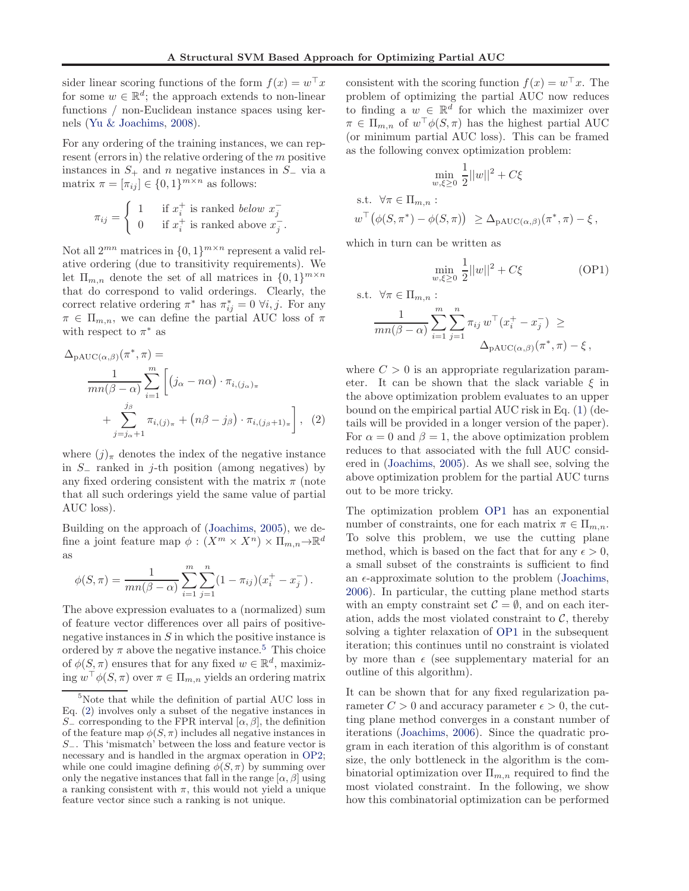sider linear scoring functions of the form $f(x) = w^\top x$ for some $w \in \mathbb{R}^d$; the approach extends to non-linear functions / non-Euclidean instance spaces using kernels (Yu & Joachims, 2008).

For any ordering of the training instances, we can represent (errors in) the relative ordering of the $m$ positive instances in $S_+$ and $n$ negative instances in $S_-$ via a matrix $\pi = [\pi_{ij}] \in \{0,1\}^{m \times n}$ as follows:

$$\pi_{ij} = \begin{cases} 1 & \text{if } x_i^+ \text{ is ranked } \textit{below } x_j^- \\ 0 & \text{if } x_i^+ \text{ is ranked above } x_j^- . \end{cases}$$

Not all $2^{mn}$ matrices in $\{0,1\}^{m \times n}$ represent a valid relative ordering (due to transitivity requirements). We let $\Pi_{m,n}$ denote the set of all matrices in $\{0,1\}^{m \times n}$ that do correspond to valid orderings. Clearly, the correct relative ordering $\pi^*$ has $\pi^*_{ij} = 0 \ \forall i,j$. For any $\pi \in \Pi_{m,n}$, we can define the partial AUC loss of $\pi$ with respect to $\pi^*$ as

$$\Delta_{\text{pAUC}(\alpha,\beta)}(\pi^*, \pi) = \frac{1}{mn(\beta-\alpha)} \sum_{i=1}^{m} \Bigg[ \big(j_\alpha - n\alpha\big) \cdot \pi_{i,(j_\alpha)_\pi} + \sum_{j=j_\alpha+1}^{j_\beta} \pi_{i,(j)_\pi} + \big(n\beta - j_\beta\big) \cdot \pi_{i,(j_\beta+1)_\pi} \Bigg], \quad (2)$$

where $(j)_\pi$ denotes the index of the negative instance in $S_-$ ranked in $j$-th position (among negatives) by any fixed ordering consistent with the matrix $\pi$ (note that all such orderings yield the same value of partial AUC loss).

Building on the approach of (Joachims, 2005), we define a joint feature map $\phi : (X^m \times X^n) \times \Pi_{m,n} \rightarrow \mathbb{R}^d$ as

$$\phi(S, \pi) = \frac{1}{mn(\beta-\alpha)} \sum_{i=1}^{m} \sum_{j=1}^{n} (1 - \pi_{ij})(x_i^+ - x_j^-) .$$

The above expression evaluates to a (normalized) sum of feature vector differences over all pairs of positive-negative instances in $S$ in which the positive instance is ordered by $\pi$ above the negative instance.[5] This choice of $\phi(S,\pi)$ ensures that for any fixed $w \in \mathbb{R}^d$, maximizing $w^\top \phi(S,\pi)$ over $\pi \in \Pi_{m,n}$ yields an ordering matrix consistent with the scoring function $f(x) = w^\top x$. The problem of optimizing the partial AUC now reduces to finding a $w \in \mathbb{R}^d$ for which the maximizer over $\pi \in \Pi_{m,n}$ of $w^\top \phi(S,\pi)$ has the highest partial AUC (or minimum partial AUC loss). This can be framed as the following convex optimization problem:

$$\min_{w, \xi \geq 0} \ \frac{1}{2}||w||^2 + C\xi$$

$$\text{s.t.} \ \ \forall \pi \in \Pi_{m,n} :$$

$$w^\top \big(\phi(S,\pi^*) - \phi(S,\pi)\big) \ \geq \Delta_{\text{pAUC}(\alpha,\beta)}(\pi^*, \pi) - \xi ,$$

which in turn can be written as

$$\min_{w, \xi \geq 0} \ \frac{1}{2}||w||^2 + C\xi \quad \text{(OP1)}$$

$$\text{s.t.} \ \ \forall \pi \in \Pi_{m,n} :$$

$$\frac{1}{mn(\beta-\alpha)} \sum_{i=1}^{m} \sum_{j=1}^{n} \pi_{ij} \, w^\top (x_i^+ - x_j^-) \ \geq \Delta_{\text{pAUC}(\alpha,\beta)}(\pi^*, \pi) - \xi ,$$

where $C > 0$ is an appropriate regularization parameter. It can be shown that the slack variable $\xi$ in the above optimization problem evaluates to an upper bound on the empirical partial AUC risk in Eq. (1) (details will be provided in a longer version of the paper). For $\alpha = 0$ and $\beta = 1$, the above optimization problem reduces to that associated with the full AUC considered in (Joachims, 2005). As we shall see, solving the above optimization problem for the partial AUC turns out to be more tricky.

The optimization problem OP1 has an exponential number of constraints, one for each matrix $\pi \in \Pi_{m,n}$. To solve this problem, we use the cutting plane method, which is based on the fact that for any $\epsilon > 0$, a small subset of the constraints is sufficient to find an $\epsilon$-approximate solution to the problem (Joachims, 2006). In particular, the cutting plane method starts with an empty constraint set $\mathcal{C} = \emptyset$, and on each iteration, adds the most violated constraint to $\mathcal{C}$, thereby solving a tighter relaxation of OP1 in the subsequent iteration; this continues until no constraint is violated by more than $\epsilon$ (see supplementary material for an outline of this algorithm).

It can be shown that for any fixed regularization parameter $C > 0$ and accuracy parameter $\epsilon > 0$, the cutting plane method converges in a constant number of iterations (Joachims, 2006). Since the quadratic program in each iteration of this algorithm is of constant size, the only bottleneck in the algorithm is the combinatorial optimization over $\Pi_{m,n}$ required to find the most violated constraint. In the following, we show how this combinatorial optimization can be performed

---

[5] Note that while the definition of partial AUC loss in Eq. (2) involves only a subset of the negative instances in $S_-$ corresponding to the FPR interval $[\alpha, \beta]$, the definition of the feature map $\phi(S,\pi)$ includes all negative instances in $S_-$. This 'mismatch' between the loss and feature vector is necessary and is handled in the argmax operation in OP2; while one could imagine defining $\phi(S,\pi)$ by summing over only the negative instances that fall in the range $[\alpha, \beta]$ using a ranking consistent with $\pi$, this would not yield a unique feature vector since such a ranking is not unique.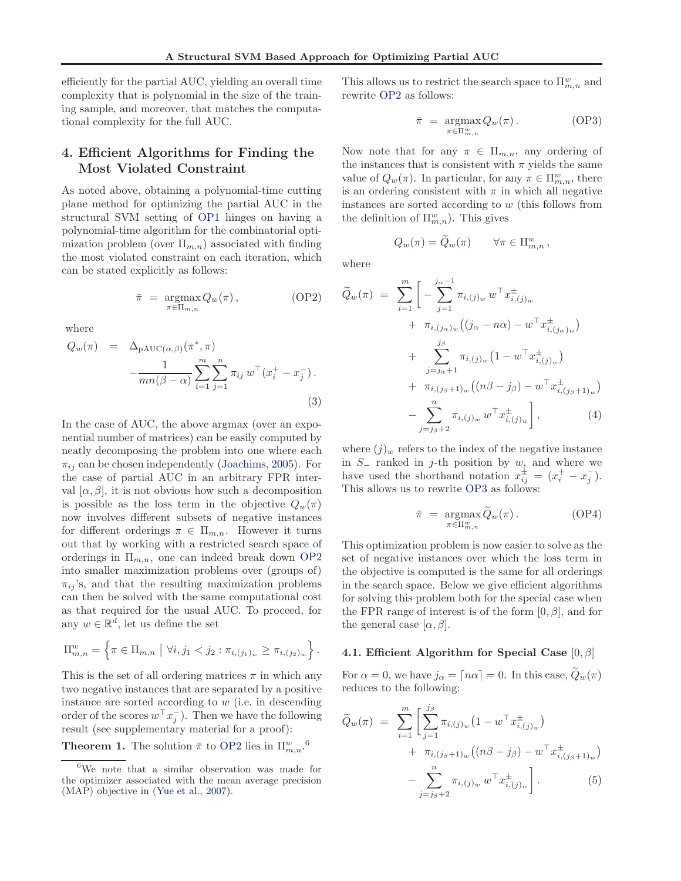efficiently for the partial AUC, yielding an overall time complexity that is polynomial in the size of the training sample, and moreover, that matches the computational complexity for the full AUC.

## 4. Efficient Algorithms for Finding the Most Violated Constraint

As noted above, obtaining a polynomial-time cutting plane method for optimizing the partial AUC in the structural SVM setting of OP1 hinges on having a polynomial-time algorithm for the combinatorial optimization problem (over $\Pi_{m,n}$) associated with finding the most violated constraint on each iteration, which can be stated explicitly as follows:

$$\bar{\pi} \;=\; \operatorname*{argmax}_{\pi \in \Pi_{m,n}} Q_w(\pi)\,, \qquad \text{(OP2)}$$

where

$$Q_w(\pi) \;=\; \Delta_{\text{pAUC}(\alpha,\beta)}(\pi^*, \pi) - \frac{1}{mn(\beta-\alpha)} \sum_{i=1}^{m}\sum_{j=1}^{n} \pi_{ij}\, w^\top (x_i^+ - x_j^-)\,. \qquad (3)$$

In the case of AUC, the above argmax (over an exponential number of matrices) can be easily computed by neatly decomposing the problem into one where each $\pi_{ij}$ can be chosen independently (Joachims, 2005). For the case of partial AUC in an arbitrary FPR interval $[\alpha,\beta]$, it is not obvious how such a decomposition is possible as the loss term in the objective $Q_w(\pi)$ now involves different subsets of negative instances for different orderings $\pi \in \Pi_{m,n}$. However it turns out that by working with a restricted search space of orderings in $\Pi_{m,n}$, one can indeed break down OP2 into smaller maximization problems over (groups of) $\pi_{ij}$'s, and that the resulting maximization problems can then be solved with the same computational cost as that required for the usual AUC. To proceed, for any $w \in \mathbb{R}^d$, let us define the set

$$\Pi^w_{m,n} = \Big\{ \pi \in \Pi_{m,n} \;\Big|\; \forall i, j_1 < j_2 : \pi_{i,(j_1)_w} \geq \pi_{i,(j_2)_w} \Big\}\,.$$

This is the set of all ordering matrices $\pi$ in which any two negative instances that are separated by a positive instance are sorted according to $w$ (i.e. in descending order of the scores $w^\top x_j^-$). Then we have the following result (see supplementary material for a proof):

**Theorem 1.** *The solution $\bar{\pi}$ to OP2 lies in $\Pi^w_{m,n}$.*[6]

This allows us to restrict the search space to $\Pi^w_{m,n}$ and rewrite OP2 as follows:

$$\bar{\pi} \;=\; \operatorname*{argmax}_{\pi \in \Pi^w_{m,n}} Q_w(\pi)\,. \qquad \text{(OP3)}$$

Now note that for any $\pi \in \Pi_{m,n}$, any ordering of the instances that is consistent with $\pi$ yields the same value of $Q_w(\pi)$. In particular, for any $\pi \in \Pi^w_{m,n}$, there is an ordering consistent with $\pi$ in which all negative instances are sorted according to $w$ (this follows from the definition of $\Pi^w_{m,n}$). This gives

$$Q_w(\pi) = \widetilde{Q}_w(\pi) \qquad \forall \pi \in \Pi^w_{m,n}\,,$$

where

$$\begin{aligned}
\widetilde{Q}_w(\pi) \;=\; \sum_{i=1}^{m} \bigg[ & -\sum_{j=1}^{j_\alpha - 1} \pi_{i,(j)_w}\, w^\top x^{\pm}_{i,(j)_w} \\
& + \pi_{i,(j_\alpha)_w}\big((j_\alpha - n\alpha) - w^\top x^{\pm}_{i,(j_\alpha)_w}\big) \\
& + \sum_{j=j_\alpha+1}^{j_\beta} \pi_{i,(j)_w}\big(1 - w^\top x^{\pm}_{i,(j)_w}\big) \\
& + \pi_{i,(j_\beta+1)_w}\big((n\beta - j_\beta) - w^\top x^{\pm}_{i,(j_\beta+1)_w}\big) \\
& - \sum_{j=j_\beta+2}^{n} \pi_{i,(j)_w}\, w^\top x^{\pm}_{i,(j)_w} \bigg]\,, 
\end{aligned} \qquad (4)$$

where $(j)_w$ refers to the index of the negative instance in $S_-$ ranked in $j$-th position by $w$, and where we have used the shorthand notation $x^{\pm}_{ij} = (x_i^+ - x_j^-)$. This allows us to rewrite OP3 as follows:

$$\bar{\pi} \;=\; \operatorname*{argmax}_{\pi \in \Pi^w_{m,n}} \widetilde{Q}_w(\pi)\,. \qquad \text{(OP4)}$$

This optimization problem is now easier to solve as the set of negative instances over which the loss term in the objective is computed is the same for all orderings in the search space. Below we give efficient algorithms for solving this problem both for the special case when the FPR range of interest is of the form $[0,\beta]$, and for the general case $[\alpha,\beta]$.

### 4.1. Efficient Algorithm for Special Case $[0,\beta]$

For $\alpha = 0$, we have $j_\alpha = \lceil n\alpha \rceil = 0$. In this case, $\widetilde{Q}_w(\pi)$ reduces to the following:

$$\begin{aligned}
\widetilde{Q}_w(\pi) \;=\; \sum_{i=1}^{m} \bigg[ & \sum_{j=1}^{j_\beta} \pi_{i,(j)_w}\big(1 - w^\top x^{\pm}_{i,(j)_w}\big) \\
& + \pi_{i,(j_\beta+1)_w}\big((n\beta - j_\beta) - w^\top x^{\pm}_{i,(j_\beta+1)_w}\big) \\
& - \sum_{j=j_\beta+2}^{n} \pi_{i,(j)_w}\, w^\top x^{\pm}_{i,(j)_w} \bigg]\,. 
\end{aligned} \qquad (5)$$

---

[6] We note that a similar observation was made for the optimizer associated with the mean average precision (MAP) objective in (Yue et al., 2007).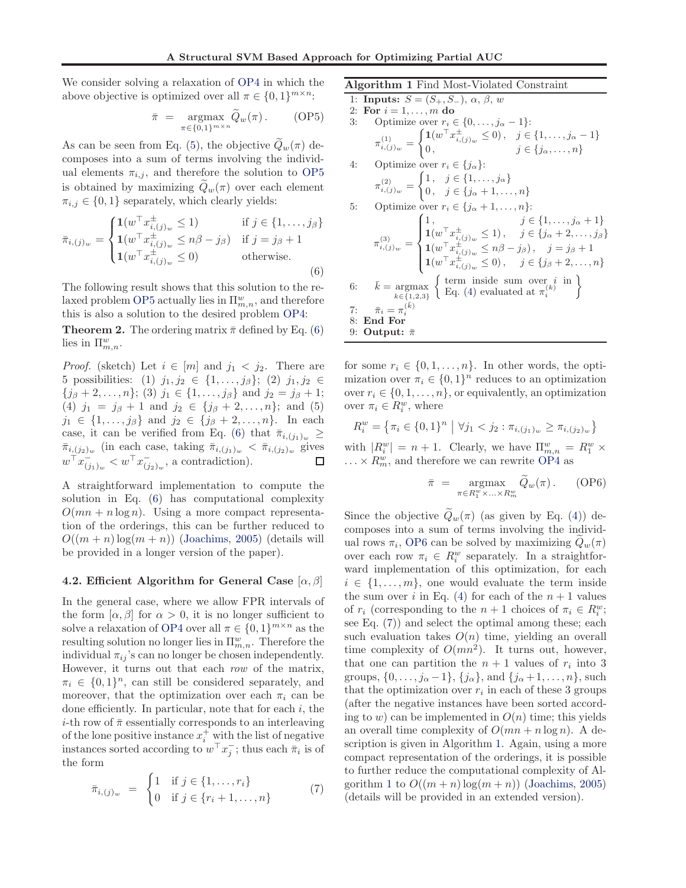We consider solving a relaxation of OP4 in which the above objective is optimized over all $\pi \in \{0,1\}^{m \times n}$:

$$\bar{\pi} \;=\; \operatorname*{argmax}_{\pi \in \{0,1\}^{m \times n}} \widetilde{Q}_w(\pi)\,. \qquad \text{(OP5)}$$

As can be seen from Eq. (5), the objective $\widetilde{Q}_w(\pi)$ decomposes into a sum of terms involving the individual elements $\pi_{i,j}$, and therefore the solution to OP5 is obtained by maximizing $\widetilde{Q}_w(\pi)$ over each element $\pi_{i,j} \in \{0,1\}$ separately, which clearly yields:

$$\bar{\pi}_{i,(j)_w} = \begin{cases} \mathbf{1}(w^\top x^{\pm}_{i,(j)_w} \leq 1) & \text{if } j \in \{1,\ldots,j_\beta\} \\ \mathbf{1}(w^\top x^{\pm}_{i,(j)_w} \leq n\beta - j_\beta) & \text{if } j = j_\beta + 1 \\ \mathbf{1}(w^\top x^{\pm}_{i,(j)_w} \leq 0) & \text{otherwise.} \end{cases} \qquad (6)$$

The following result shows that this solution to the relaxed problem OP5 actually lies in $\Pi^w_{m,n}$, and therefore this is also a solution to the desired problem OP4:

**Theorem 2.** The ordering matrix $\bar{\pi}$ defined by Eq. (6) lies in $\Pi^w_{m,n}$.

*Proof.* (sketch) Let $i \in [m]$ and $j_1 < j_2$. There are 5 possibilities: (1) $j_1, j_2 \in \{1,\ldots,j_\beta\}$; (2) $j_1, j_2 \in \{j_\beta+2,\ldots,n\}$; (3) $j_1 \in \{1,\ldots,j_\beta\}$ and $j_2 = j_\beta + 1$; (4) $j_1 = j_\beta + 1$ and $j_2 \in \{j_\beta+2,\ldots,n\}$; and (5) $j_1 \in \{1,\ldots,j_\beta\}$ and $j_2 \in \{j_\beta+2,\ldots,n\}$. In each case, it can be verified from Eq. (6) that $\bar{\pi}_{i,(j_1)_w} \geq \bar{\pi}_{i,(j_2)_w}$ (in each case, taking $\bar{\pi}_{i,(j_1)_w} < \bar{\pi}_{i,(j_2)_w}$ gives $w^\top x^-_{(j_1)_w} < w^\top x^-_{(j_2)_w}$, a contradiction). ☐

A straightforward implementation to compute the solution in Eq. (6) has computational complexity $O(mn + n\log n)$. Using a more compact representation of the orderings, this can be further reduced to $O((m+n)\log(m+n))$ (Joachims, 2005) (details will be provided in a longer version of the paper).

### 4.2. Efficient Algorithm for General Case $[\alpha, \beta]$

In the general case, where we allow FPR intervals of the form $[\alpha, \beta]$ for $\alpha > 0$, it is no longer sufficient to solve a relaxation of OP4 over all $\pi \in \{0,1\}^{m \times n}$ as the resulting solution no longer lies in $\Pi^w_{m,n}$. Therefore the individual $\pi_{ij}$'s can no longer be chosen independently. However, it turns out that each *row* of the matrix, $\pi_i \in \{0,1\}^n$, can still be considered separately, and moreover, that the optimization over each $\pi_i$ can be done efficiently. In particular, note that for each $i$, the $i$-th row of $\bar{\pi}$ essentially corresponds to an interleaving of the lone positive instance $x^+_i$ with the list of negative instances sorted according to $w^\top x^-_j$; thus each $\bar{\pi}_i$ is of the form

$$\bar{\pi}_{i,(j)_w} \;=\; \begin{cases} 1 & \text{if } j \in \{1,\ldots,r_i\} \\ 0 & \text{if } j \in \{r_i+1,\ldots,n\} \end{cases} \qquad (7)$$

for some $r_i \in \{0,1,\ldots,n\}$. In other words, the optimization over $\pi_i \in \{0,1\}^n$ reduces to an optimization over $r_i \in \{0,1,\ldots,n\}$, or equivalently, an optimization over $\pi_i \in R^w_i$, where

$$R^w_i = \big\{\pi_i \in \{0,1\}^n \;\big|\; \forall j_1 < j_2 : \pi_{i,(j_1)_w} \geq \pi_{i,(j_2)_w}\big\}$$

with $|R^w_i| = n+1$. Clearly, we have $\Pi^w_{m,n} = R^w_1 \times \ldots \times R^w_m$, and therefore we can rewrite OP4 as

$$\bar{\pi} \;=\; \operatorname*{argmax}_{\pi \in R^w_1 \times \ldots \times R^w_m} \widetilde{Q}_w(\pi)\,. \qquad \text{(OP6)}$$

Since the objective $\widetilde{Q}_w(\pi)$ (as given by Eq. (4)) decomposes into a sum of terms involving the individual rows $\pi_i$, OP6 can be solved by maximizing $\widetilde{Q}_w(\pi)$ over each row $\pi_i \in R^w_i$ separately. In a straightforward implementation of this optimization, for each $i \in \{1,\ldots,m\}$, one would evaluate the term inside the sum over $i$ in Eq. (4) for each of the $n+1$ values of $r_i$ (corresponding to the $n+1$ choices of $\pi_i \in R^w_i$; see Eq. (7)) and select the optimal among these; each such evaluation takes $O(n)$ time, yielding an overall time complexity of $O(mn^2)$. It turns out, however, that one can partition the $n+1$ values of $r_i$ into 3 groups, $\{0,\ldots,j_\alpha - 1\}$, $\{j_\alpha\}$, and $\{j_\alpha+1,\ldots,n\}$, such that the optimization over $r_i$ in each of these 3 groups (after the negative instances have been sorted according to $w$) can be implemented in $O(n)$ time; this yields an overall time complexity of $O(mn + n\log n)$. A description is given in Algorithm 1. Again, using a more compact representation of the orderings, it is possible to further reduce the computational complexity of Algorithm 1 to $O((m+n)\log(m+n))$ (Joachims, 2005) (details will be provided in an extended version).

**Algorithm 1** Find Most-Violated Constraint

1: **Inputs:** $S = (S_+, S_-)$, $\alpha$, $\beta$, $w$
2: **For** $i = 1, \ldots, m$ **do**
3: Optimize over $r_i \in \{0,\ldots,j_\alpha - 1\}$:
$$\pi^{(1)}_{i,(j)_w} = \begin{cases} \mathbf{1}(w^\top x^{\pm}_{i,(j)_w} \leq 0)\,, & j \in \{1,\ldots,j_\alpha - 1\} \\ 0\,, & j \in \{j_\alpha,\ldots,n\} \end{cases}$$
4: Optimize over $r_i \in \{j_\alpha\}$:
$$\pi^{(2)}_{i,(j)_w} = \begin{cases} 1, & j \in \{1,\ldots,j_\alpha\} \\ 0, & j \in \{j_\alpha+1,\ldots,n\} \end{cases}$$
5: Optimize over $r_i \in \{j_\alpha+1,\ldots,n\}$:
$$\pi^{(3)}_{i,(j)_w} = \begin{cases} 1, & j \in \{1,\ldots,j_\alpha+1\} \\ \mathbf{1}(w^\top x^{\pm}_{i,(j)_w} \leq 1)\,, & j \in \{j_\alpha+2,\ldots,j_\beta\} \\ \mathbf{1}(w^\top x^{\pm}_{i,(j)_w} \leq n\beta - j_\beta)\,, & j = j_\beta + 1 \\ \mathbf{1}(w^\top x^{\pm}_{i,(j)_w} \leq 0)\,, & j \in \{j_\beta+2,\ldots,n\} \end{cases}$$
6: $\bar{k} = \operatorname*{argmax}_{k \in \{1,2,3\}} \left\{ \begin{array}{l} \text{term inside sum over } i \text{ in} \\ \text{Eq. (4) evaluated at } \pi^{(k)}_i \end{array} \right\}$
7: $\bar{\pi}_i = \pi^{(\bar{k})}_i$
8: **End For**
9: **Output:** $\bar{\pi}$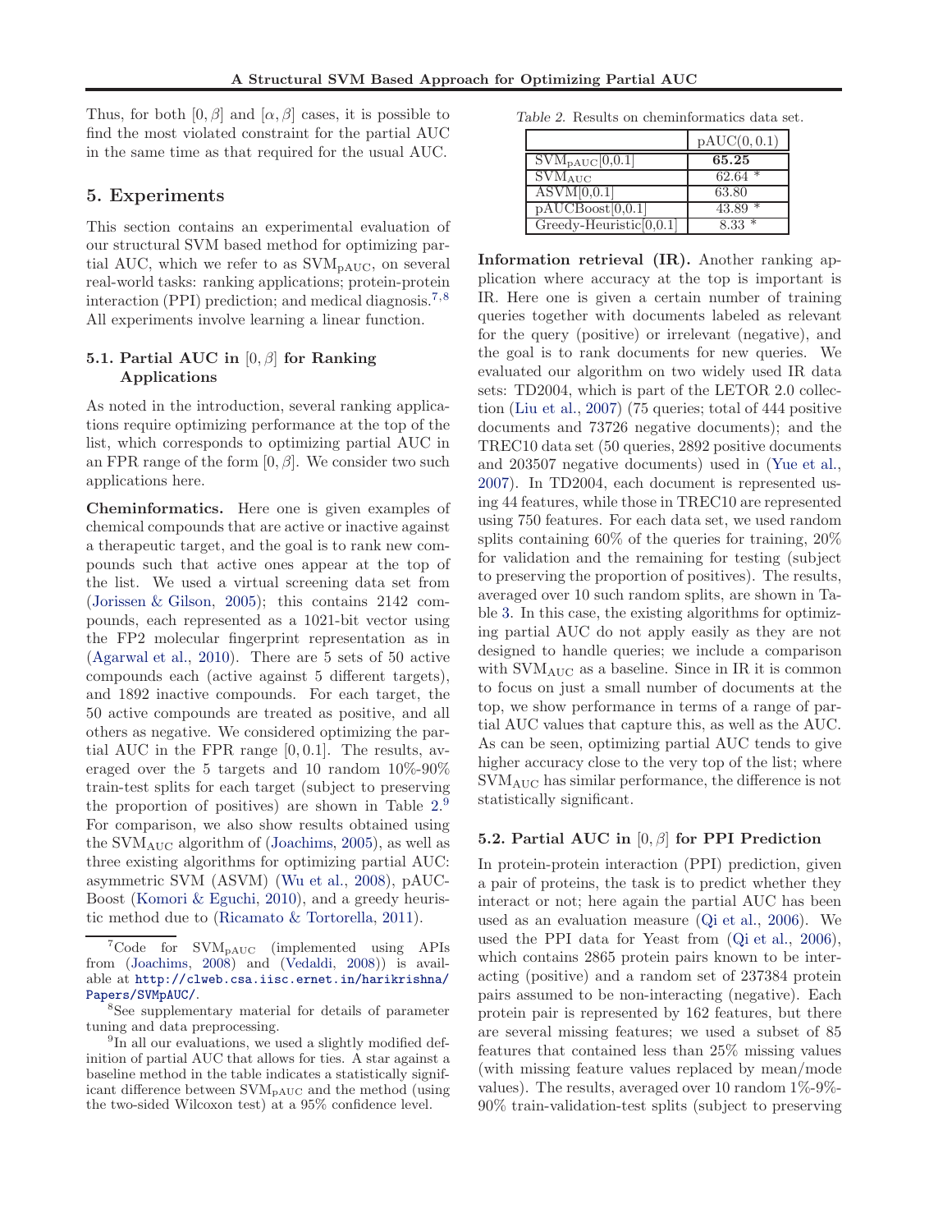Thus, for both $[0, \beta]$ and $[\alpha, \beta]$ cases, it is possible to find the most violated constraint for the partial AUC in the same time as that required for the usual AUC.

## 5. Experiments

This section contains an experimental evaluation of our structural SVM based method for optimizing partial AUC, which we refer to as $\text{SVM}_{\text{pAUC}}$, on several real-world tasks: ranking applications; protein-protein interaction (PPI) prediction; and medical diagnosis.[7,8] All experiments involve learning a linear function.

### 5.1. Partial AUC in $[0, \beta]$ for Ranking Applications

As noted in the introduction, several ranking applications require optimizing performance at the top of the list, which corresponds to optimizing partial AUC in an FPR range of the form $[0, \beta]$. We consider two such applications here.

**Cheminformatics.** Here one is given examples of chemical compounds that are active or inactive against a therapeutic target, and the goal is to rank new compounds such that active ones appear at the top of the list. We used a virtual screening data set from (Jorissen & Gilson, 2005); this contains 2142 compounds, each represented as a 1021-bit vector using the FP2 molecular fingerprint representation as in (Agarwal et al., 2010). There are 5 sets of 50 active compounds each (active against 5 different targets), and 1892 inactive compounds. For each target, the 50 active compounds are treated as positive, and all others as negative. We considered optimizing the partial AUC in the FPR range $[0, 0.1]$. The results, averaged over the 5 targets and 10 random 10%-90% train-test splits for each target (subject to preserving the proportion of positives) are shown in Table 2.[9] For comparison, we also show results obtained using the $\text{SVM}_{\text{AUC}}$ algorithm of (Joachims, 2005), as well as three existing algorithms for optimizing partial AUC: asymmetric SVM (ASVM) (Wu et al., 2008), pAUCBoost (Komori & Eguchi, 2010), and a greedy heuristic method due to (Ricamato & Tortorella, 2011).

Table 2. Results on cheminformatics data set.

| | pAUC(0, 0.1) |
|---|---|
| $\text{SVM}_{\text{pAUC}}$[0,0.1] | **65.25** |
| $\text{SVM}_{\text{AUC}}$ | 62.64 * |
| ASVM[0,0.1] | 63.80 |
| pAUCBoost[0,0.1] | 43.89 * |
| Greedy-Heuristic[0,0.1] | 8.33 * |

**Information retrieval (IR).** Another ranking application where accuracy at the top is important is IR. Here one is given a certain number of training queries together with documents labeled as relevant for the query (positive) or irrelevant (negative), and the goal is to rank documents for new queries. We evaluated our algorithm on two widely used IR data sets: TD2004, which is part of the LETOR 2.0 collection (Liu et al., 2007) (75 queries; total of 444 positive documents and 73726 negative documents); and the TREC10 data set (50 queries, 2892 positive documents and 203507 negative documents) used in (Yue et al., 2007). In TD2004, each document is represented using 44 features, while those in TREC10 are represented using 750 features. For each data set, we used random splits containing 60% of the queries for training, 20% for validation and the remaining for testing (subject to preserving the proportion of positives). The results, averaged over 10 such random splits, are shown in Table 3. In this case, the existing algorithms for optimizing partial AUC do not apply easily as they are not designed to handle queries; we include a comparison with $\text{SVM}_{\text{AUC}}$ as a baseline. Since in IR it is common to focus on just a small number of documents at the top, we show performance in terms of a range of partial AUC values that capture this, as well as the AUC. As can be seen, optimizing partial AUC tends to give higher accuracy close to the very top of the list; where $\text{SVM}_{\text{AUC}}$ has similar performance, the difference is not statistically significant.

### 5.2. Partial AUC in $[0, \beta]$ for PPI Prediction

In protein-protein interaction (PPI) prediction, given a pair of proteins, the task is to predict whether they interact or not; here again the partial AUC has been used as an evaluation measure (Qi et al., 2006). We used the PPI data for Yeast from (Qi et al., 2006), which contains 2865 protein pairs known to be interacting (positive) and a random set of 237384 protein pairs assumed to be non-interacting (negative). Each protein pair is represented by 162 features, but there are several missing features; we used a subset of 85 features that contained less than 25% missing values (with missing feature values replaced by mean/mode values). The results, averaged over 10 random 1%-9%-90% train-validation-test splits (subject to preserving

---

[7] Code for $\text{SVM}_{\text{pAUC}}$ (implemented using APIs from (Joachims, 2008) and (Vedaldi, 2008)) is available at http://clweb.csa.iisc.ernet.in/harikrishna/Papers/SVMpAUC/.

[8] See supplementary material for details of parameter tuning and data preprocessing.

[9] In all our evaluations, we used a slightly modified definition of partial AUC that allows for ties. A star against a baseline method in the table indicates a statistically significant difference between $\text{SVM}_{\text{pAUC}}$ and the method (using the two-sided Wilcoxon test) at a 95% confidence level.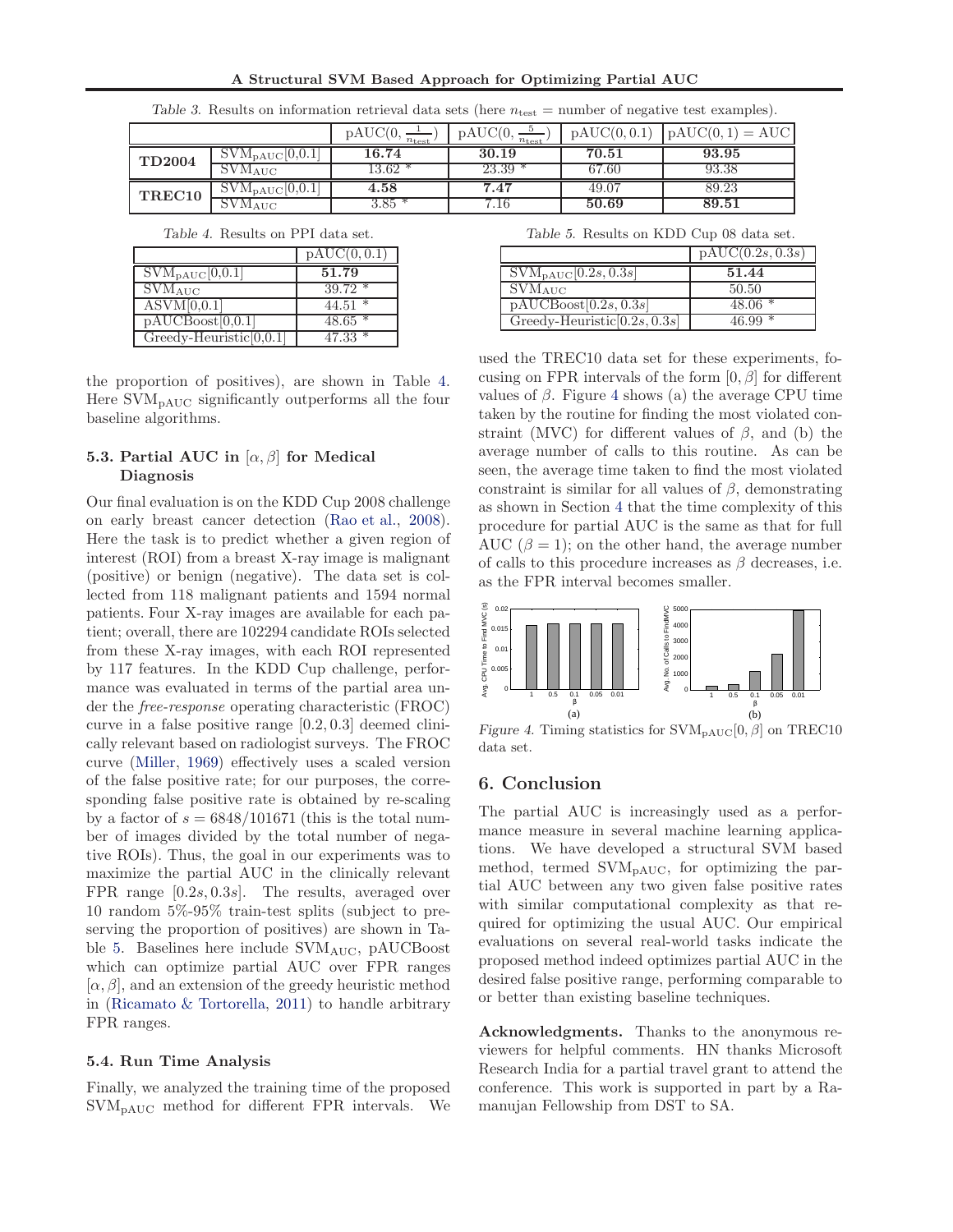*Table 3.* Results on information retrieval data sets (here $n_{\text{test}}$ = number of negative test examples).

| | | pAUC$(0, \frac{1}{n_{\text{test}}})$ | pAUC$(0, \frac{5}{n_{\text{test}}})$ | pAUC$(0, 0.1)$ | pAUC$(0, 1)$ = AUC |
|---|---|---|---|---|---|
| **TD2004** | SVM$_{\text{pAUC}}$[0,0.1] | **16.74** | **30.19** | **70.51** | **93.95** |
| | SVM$_{\text{AUC}}$ | 13.62 * | 23.39 * | 67.60 | 93.38 |
| **TREC10** | SVM$_{\text{pAUC}}$[0,0.1] | **4.58** | **7.47** | 49.07 | 89.23 |
| | SVM$_{\text{AUC}}$ | 3.85 * | 7.16 | **50.69** | **89.51** |

*Table 4.* Results on PPI data set.

| | pAUC$(0, 0.1)$ |
|---|---|
| SVM$_{\text{pAUC}}$[0,0.1] | **51.79** |
| SVM$_{\text{AUC}}$ | 39.72 * |
| ASVM[0,0.1] | 44.51 * |
| pAUCBoost[0,0.1] | 48.65 * |
| Greedy-Heuristic[0,0.1] | 47.33 * |

*Table 5.* Results on KDD Cup 08 data set.

| | pAUC$(0.2s, 0.3s)$ |
|---|---|
| SVM$_{\text{pAUC}}$$[0.2s, 0.3s]$ | **51.44** |
| SVM$_{\text{AUC}}$ | 50.50 |
| pAUCBoost$[0.2s, 0.3s]$ | 48.06 * |
| Greedy-Heuristic$[0.2s, 0.3s]$ | 46.99 * |

the proportion of positives), are shown in Table 4. Here SVM$_{\text{pAUC}}$ significantly outperforms all the four baseline algorithms.

### 5.3. Partial AUC in $[\alpha, \beta]$ for Medical Diagnosis

Our final evaluation is on the KDD Cup 2008 challenge on early breast cancer detection (Rao et al., 2008). Here the task is to predict whether a given region of interest (ROI) from a breast X-ray image is malignant (positive) or benign (negative). The data set is collected from 118 malignant patients and 1594 normal patients. Four X-ray images are available for each patient; overall, there are 102294 candidate ROIs selected from these X-ray images, with each ROI represented by 117 features. In the KDD Cup challenge, performance was evaluated in terms of the partial area under the *free-response* operating characteristic (FROC) curve in a false positive range $[0.2, 0.3]$ deemed clinically relevant based on radiologist surveys. The FROC curve (Miller, 1969) effectively uses a scaled version of the false positive rate; for our purposes, the corresponding false positive rate is obtained by re-scaling by a factor of $s = 6848/101671$ (this is the total number of images divided by the total number of negative ROIs). Thus, the goal in our experiments was to maximize the partial AUC in the clinically relevant FPR range $[0.2s, 0.3s]$. The results, averaged over 10 random 5%-95% train-test splits (subject to preserving the proportion of positives) are shown in Table 5. Baselines here include SVM$_{\text{AUC}}$, pAUCBoost which can optimize partial AUC over FPR ranges $[\alpha, \beta]$, and an extension of the greedy heuristic method in (Ricamato & Tortorella, 2011) to handle arbitrary FPR ranges.

### 5.4. Run Time Analysis

Finally, we analyzed the training time of the proposed SVM$_{\text{pAUC}}$ method for different FPR intervals. We used the TREC10 data set for these experiments, focusing on FPR intervals of the form $[0, \beta]$ for different values of $\beta$. Figure 4 shows (a) the average CPU time taken by the routine for finding the most violated constraint (MVC) for different values of $\beta$, and (b) the average number of calls to this routine. As can be seen, the average time taken to find the most violated constraint is similar for all values of $\beta$, demonstrating as shown in Section 4 that the time complexity of this procedure for partial AUC is the same as that for full AUC ($\beta = 1$); on the other hand, the average number of calls to this procedure increases as $\beta$ decreases, i.e. as the FPR interval becomes smaller.

*Figure 4.* Timing statistics for SVM$_{\text{pAUC}}$$[0, \beta]$ on TREC10 data set.

## 6. Conclusion

The partial AUC is increasingly used as a performance measure in several machine learning applications. We have developed a structural SVM based method, termed SVM$_{\text{pAUC}}$, for optimizing the partial AUC between any two given false positive rates with similar computational complexity as that required for optimizing the usual AUC. Our empirical evaluations on several real-world tasks indicate the proposed method indeed optimizes partial AUC in the desired false positive range, performing comparable to or better than existing baseline techniques.

**Acknowledgments.** Thanks to the anonymous reviewers for helpful comments. HN thanks Microsoft Research India for a partial travel grant to attend the conference. This work is supported in part by a Ramanujan Fellowship from DST to SA.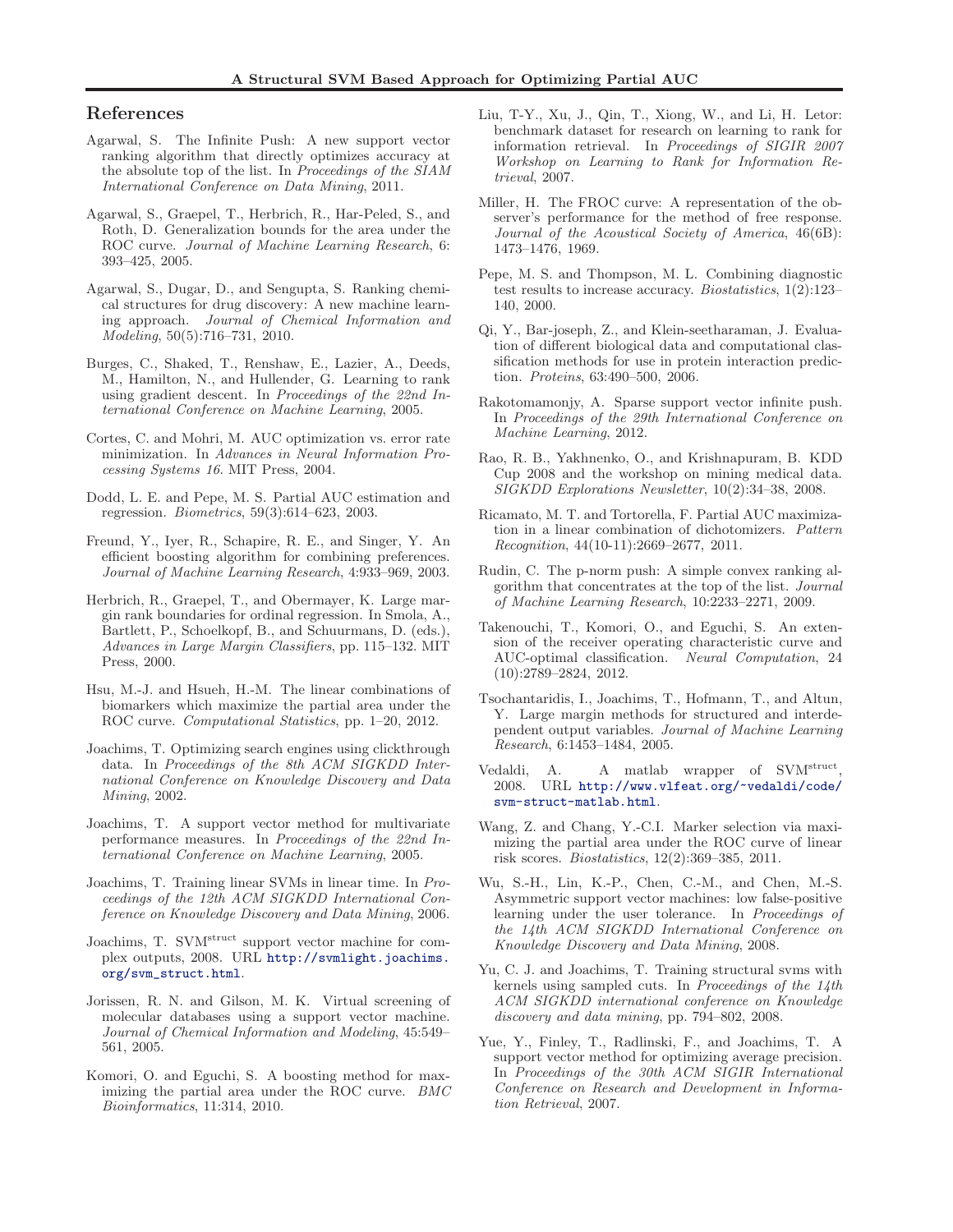## References

Agarwal, S. The Infinite Push: A new support vector ranking algorithm that directly optimizes accuracy at the absolute top of the list. In *Proceedings of the SIAM International Conference on Data Mining*, 2011.

Agarwal, S., Graepel, T., Herbrich, R., Har-Peled, S., and Roth, D. Generalization bounds for the area under the ROC curve. *Journal of Machine Learning Research*, 6: 393–425, 2005.

Agarwal, S., Dugar, D., and Sengupta, S. Ranking chemical structures for drug discovery: A new machine learning approach. *Journal of Chemical Information and Modeling*, 50(5):716–731, 2010.

Burges, C., Shaked, T., Renshaw, E., Lazier, A., Deeds, M., Hamilton, N., and Hullender, G. Learning to rank using gradient descent. In *Proceedings of the 22nd International Conference on Machine Learning*, 2005.

Cortes, C. and Mohri, M. AUC optimization vs. error rate minimization. In *Advances in Neural Information Processing Systems 16*. MIT Press, 2004.

Dodd, L. E. and Pepe, M. S. Partial AUC estimation and regression. *Biometrics*, 59(3):614–623, 2003.

Freund, Y., Iyer, R., Schapire, R. E., and Singer, Y. An efficient boosting algorithm for combining preferences. *Journal of Machine Learning Research*, 4:933–969, 2003.

Herbrich, R., Graepel, T., and Obermayer, K. Large margin rank boundaries for ordinal regression. In Smola, A., Bartlett, P., Schoelkopf, B., and Schuurmans, D. (eds.), *Advances in Large Margin Classifiers*, pp. 115–132. MIT Press, 2000.

Hsu, M.-J. and Hsueh, H.-M. The linear combinations of biomarkers which maximize the partial area under the ROC curve. *Computational Statistics*, pp. 1–20, 2012.

Joachims, T. Optimizing search engines using clickthrough data. In *Proceedings of the 8th ACM SIGKDD International Conference on Knowledge Discovery and Data Mining*, 2002.

Joachims, T. A support vector method for multivariate performance measures. In *Proceedings of the 22nd International Conference on Machine Learning*, 2005.

Joachims, T. Training linear SVMs in linear time. In *Proceedings of the 12th ACM SIGKDD International Conference on Knowledge Discovery and Data Mining*, 2006.

Joachims, T. SVM$^{\text{struct}}$ support vector machine for complex outputs, 2008. URL http://svmlight.joachims.org/svm_struct.html.

Jorissen, R. N. and Gilson, M. K. Virtual screening of molecular databases using a support vector machine. *Journal of Chemical Information and Modeling*, 45:549–561, 2005.

Komori, O. and Eguchi, S. A boosting method for maximizing the partial area under the ROC curve. *BMC Bioinformatics*, 11:314, 2010.

Liu, T-Y., Xu, J., Qin, T., Xiong, W., and Li, H. Letor: benchmark dataset for research on learning to rank for information retrieval. In *Proceedings of SIGIR 2007 Workshop on Learning to Rank for Information Retrieval*, 2007.

Miller, H. The FROC curve: A representation of the observer's performance for the method of free response. *Journal of the Acoustical Society of America*, 46(6B): 1473–1476, 1969.

Pepe, M. S. and Thompson, M. L. Combining diagnostic test results to increase accuracy. *Biostatistics*, 1(2):123–140, 2000.

Qi, Y., Bar-joseph, Z., and Klein-seetharaman, J. Evaluation of different biological data and computational classification methods for use in protein interaction prediction. *Proteins*, 63:490–500, 2006.

Rakotomamonjy, A. Sparse support vector infinite push. In *Proceedings of the 29th International Conference on Machine Learning*, 2012.

Rao, R. B., Yakhnenko, O., and Krishnapuram, B. KDD Cup 2008 and the workshop on mining medical data. *SIGKDD Explorations Newsletter*, 10(2):34–38, 2008.

Ricamato, M. T. and Tortorella, F. Partial AUC maximization in a linear combination of dichotomizers. *Pattern Recognition*, 44(10-11):2669–2677, 2011.

Rudin, C. The p-norm push: A simple convex ranking algorithm that concentrates at the top of the list. *Journal of Machine Learning Research*, 10:2233–2271, 2009.

Takenouchi, T., Komori, O., and Eguchi, S. An extension of the receiver operating characteristic curve and AUC-optimal classification. *Neural Computation*, 24 (10):2789–2824, 2012.

Tsochantaridis, I., Joachims, T., Hofmann, T., and Altun, Y. Large margin methods for structured and interdependent output variables. *Journal of Machine Learning Research*, 6:1453–1484, 2005.

Vedaldi, A. A matlab wrapper of SVM$^{\text{struct}}$, 2008. URL http://www.vlfeat.org/~vedaldi/code/svm-struct-matlab.html.

Wang, Z. and Chang, Y.-C.I. Marker selection via maximizing the partial area under the ROC curve of linear risk scores. *Biostatistics*, 12(2):369–385, 2011.

Wu, S.-H., Lin, K.-P., Chen, C.-M., and Chen, M.-S. Asymmetric support vector machines: low false-positive learning under the user tolerance. In *Proceedings of the 14th ACM SIGKDD International Conference on Knowledge Discovery and Data Mining*, 2008.

Yu, C. J. and Joachims, T. Training structural svms with kernels using sampled cuts. In *Proceedings of the 14th ACM SIGKDD international conference on Knowledge discovery and data mining*, pp. 794–802, 2008.

Yue, Y., Finley, T., Radlinski, F., and Joachims, T. A support vector method for optimizing average precision. In *Proceedings of the 30th ACM SIGIR International Conference on Research and Development in Information Retrieval*, 2007.